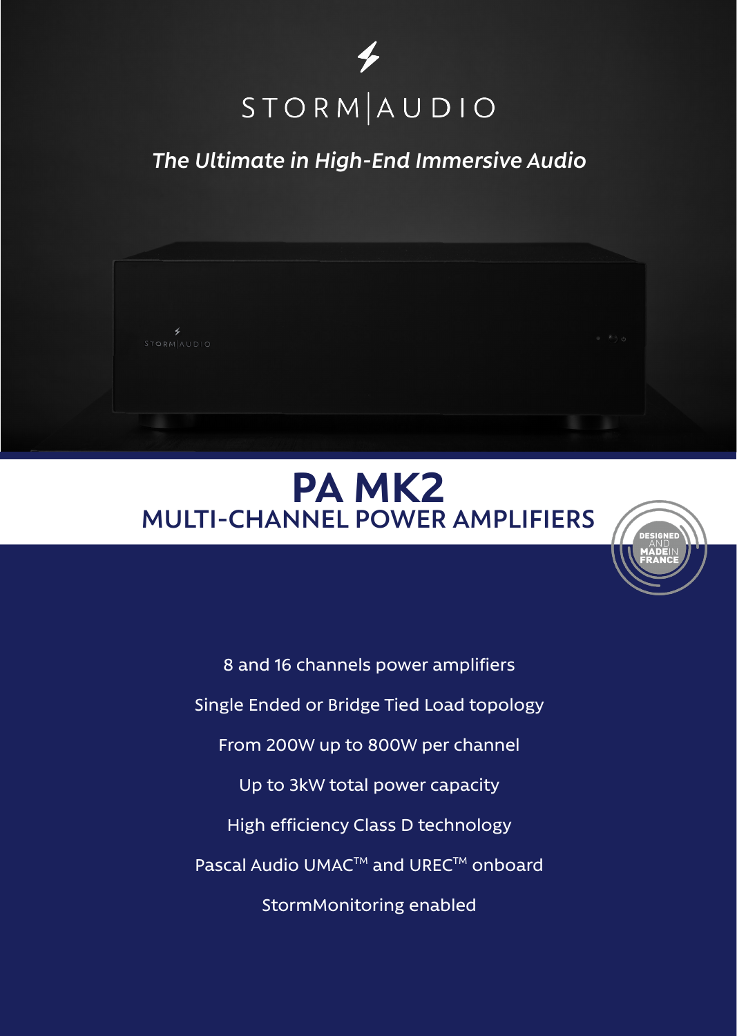STORM|AUDIO

*The Ultimate in High-End Immersive Audio*

# PA MK2

## MULTI-CHANNEL POWER AMPLIFIERS

DESIGNED AND MADE IN FRANCE

8 and 16 channels power amplifiers

Single Ended or Bridge Tied Load topology

From 200W up to 800W per channel

Up to 3kW total power capacity

High efficiency Class D technology

Pascal Audio UMAC™ and UREC™ onboard

StormMonitoring enabled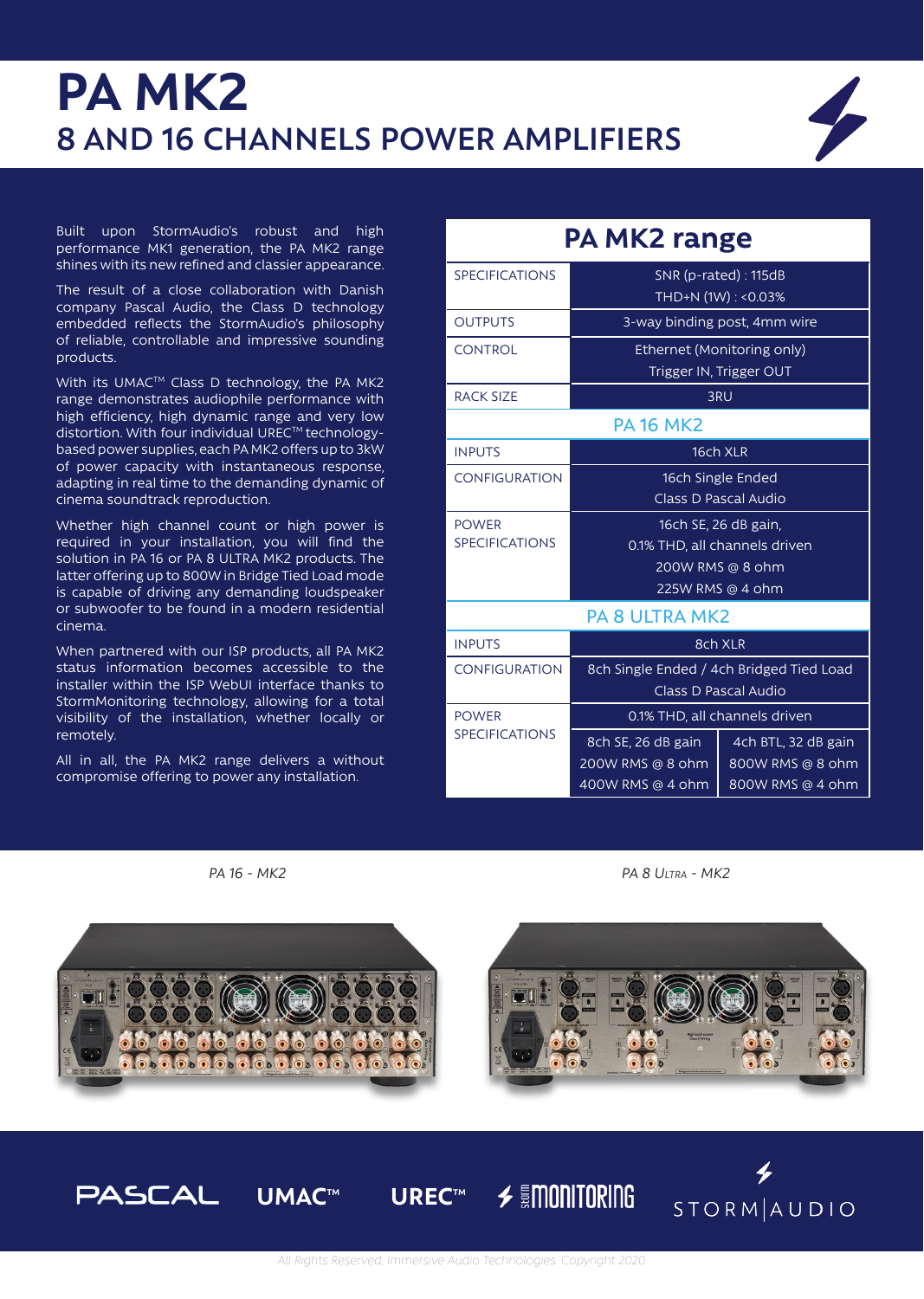# PA MK2

## 8 AND 16 CHANNELS POWER AMPLIFIERS

Built upon StormAudio's robust and high performance MK1 generation, the PA MK2 range shines with its new refined and classier appearance.

The result of a close collaboration with Danish company Pascal Audio, the Class D technology embedded reflects the StormAudio's philosophy of reliable, controllable and impressive sounding products.

With its UMAC™ Class D technology, the PA MK2 range demonstrates audiophile performance with high efficiency, high dynamic range and very low distortion. With four individual UREC™ technology-based power supplies, each PA MK2 offers up to 3kW of power capacity with instantaneous response, adapting in real time to the demanding dynamic of cinema soundtrack reproduction.

Whether high channel count or high power is required in your installation, you will find the solution in PA 16 or PA 8 ULTRA MK2 products. The latter offering up to 800W in Bridge Tied Load mode is capable of driving any demanding loudspeaker or subwoofer to be found in a modern residential cinema.

When partnered with our ISP products, all PA MK2 status information becomes accessible to the installer within the ISP WebUI interface thanks to StormMonitoring technology, allowing for a total visibility of the installation, whether locally or remotely.

All in all, the PA MK2 range delivers a without compromise offering to power any installation.

| PA MK2 range | | |
|---|---|---|
| SPECIFICATIONS | SNR (p-rated) : 115dB<br>THD+N (1W) : <0.03% | |
| OUTPUTS | 3-way binding post, 4mm wire | |
| CONTROL | Ethernet (Monitoring only)<br>Trigger IN, Trigger OUT | |
| RACK SIZE | 3RU | |
| **PA 16 MK2** | | |
| INPUTS | 16ch XLR | |
| CONFIGURATION | 16ch Single Ended<br>Class D Pascal Audio | |
| POWER SPECIFICATIONS | 16ch SE, 26 dB gain,<br>0.1% THD, all channels driven<br>200W RMS @ 8 ohm<br>225W RMS @ 4 ohm | |
| **PA 8 ULTRA MK2** | | |
| INPUTS | 8ch XLR | |
| CONFIGURATION | 8ch Single Ended / 4ch Bridged Tied Load<br>Class D Pascal Audio | |
| POWER SPECIFICATIONS | 0.1% THD, all channels driven | |
| | 8ch SE, 26 dB gain<br>200W RMS @ 8 ohm<br>400W RMS @ 4 ohm | 4ch BTL, 32 dB gain<br>800W RMS @ 8 ohm<br>800W RMS @ 4 ohm |

*PA 16 - MK2*

*PA 8 Ultra - MK2*

PASCAL UMAC™ UREC™ storm MONITORING STORM|AUDIO

All Rights Reserved, Immersive Audio Technologies. Copyright 2020